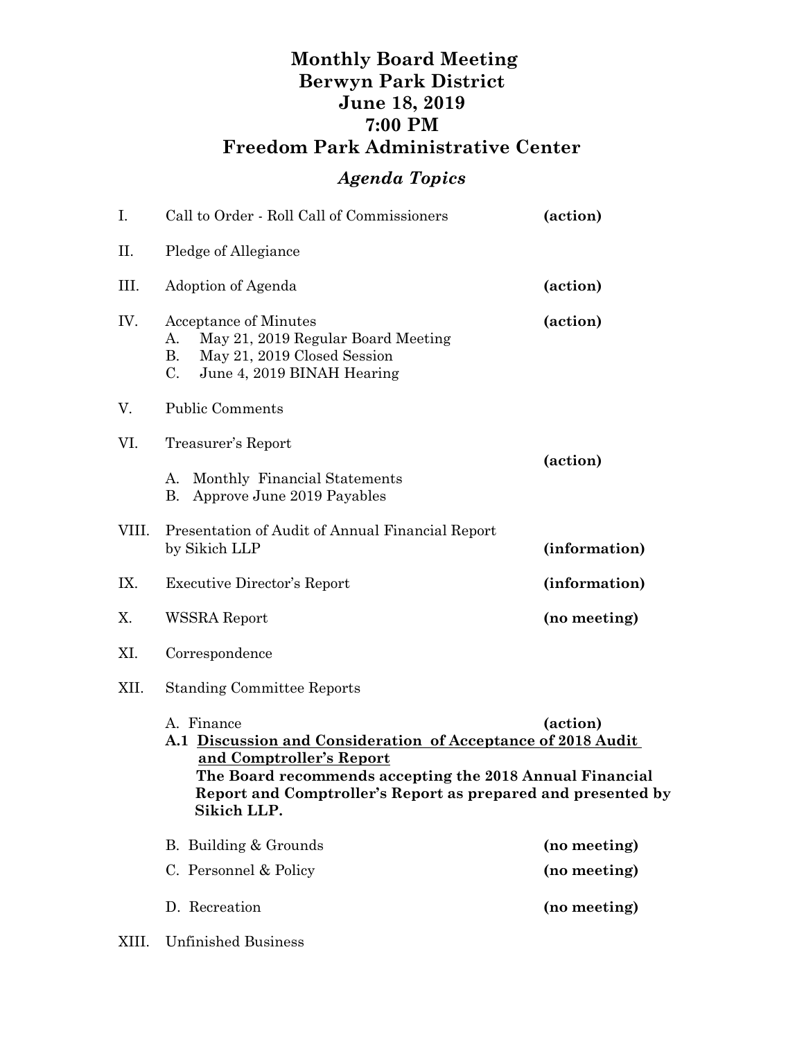# Monthly Board Meeting
# Berwyn Park District
# June 18, 2019
# 7:00 PM
# Freedom Park Administrative Center

## *Agenda Topics*

I. Call to Order - Roll Call of Commissioners **(action)**

II. Pledge of Allegiance

III. Adoption of Agenda **(action)**

IV. Acceptance of Minutes **(action)**
   A. May 21, 2019 Regular Board Meeting
   B. May 21, 2019 Closed Session
   C. June 4, 2019 BINAH Hearing

V. Public Comments

VI. Treasurer's Report **(action)**
   A. Monthly Financial Statements
   B. Approve June 2019 Payables

VIII. Presentation of Audit of Annual Financial Report by Sikich LLP **(information)**

IX. Executive Director's Report **(information)**

X. WSSRA Report **(no meeting)**

XI. Correspondence

XII. Standing Committee Reports

   A. Finance **(action)**
   **A.1 <u>Discussion and Consideration of Acceptance of 2018 Audit and Comptroller's Report</u>**
   **The Board recommends accepting the 2018 Annual Financial Report and Comptroller's Report as prepared and presented by Sikich LLP.**

   B. Building & Grounds **(no meeting)**

   C. Personnel & Policy **(no meeting)**

   D. Recreation **(no meeting)**

XIII. Unfinished Business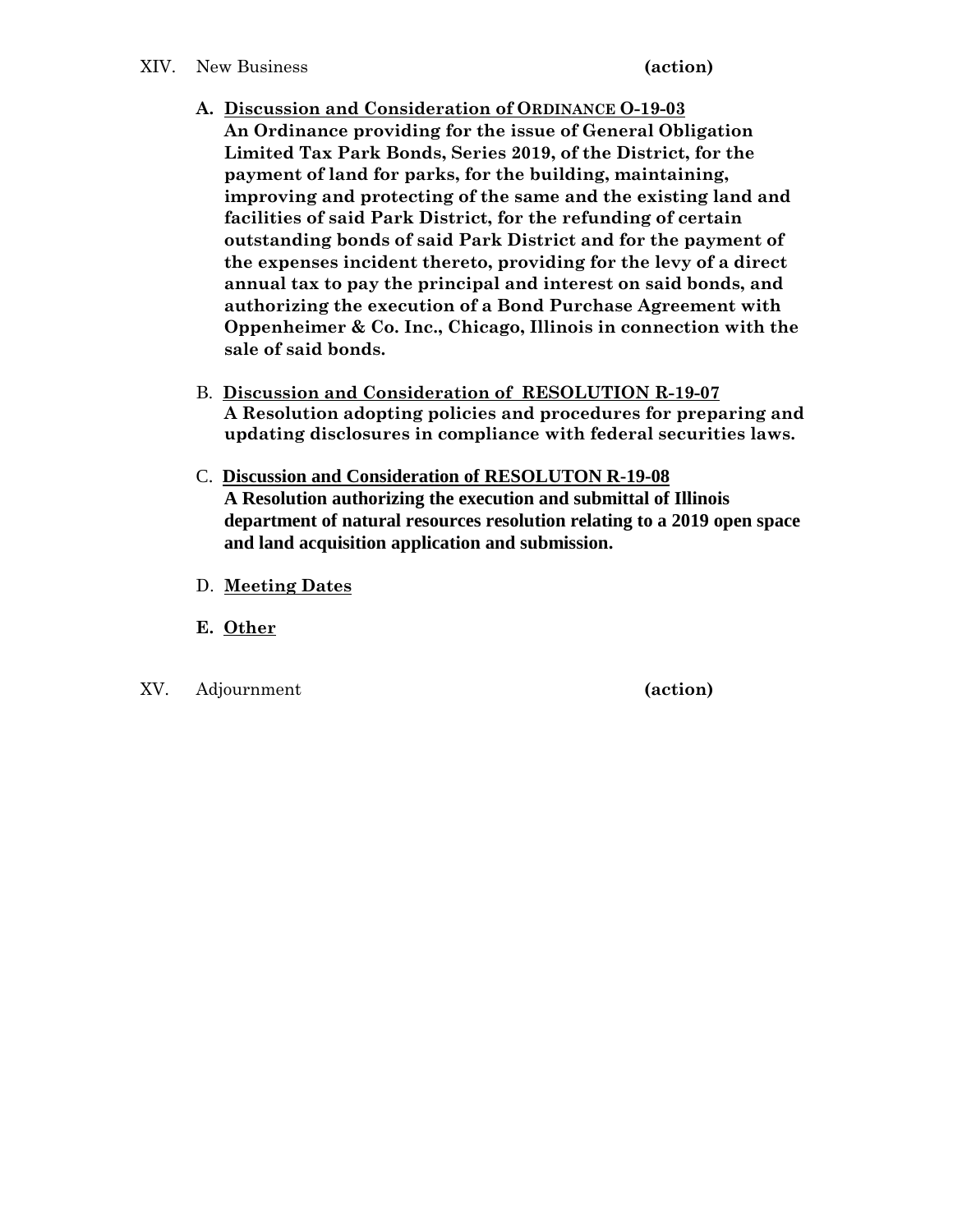XIV. New Business **(action)**

**A. <u>Discussion and Consideration of ORDINANCE O-19-03</u>**
**An Ordinance providing for the issue of General Obligation Limited Tax Park Bonds, Series 2019, of the District, for the payment of land for parks, for the building, maintaining, improving and protecting of the same and the existing land and facilities of said Park District, for the refunding of certain outstanding bonds of said Park District and for the payment of the expenses incident thereto, providing for the levy of a direct annual tax to pay the principal and interest on said bonds, and authorizing the execution of a Bond Purchase Agreement with Oppenheimer & Co. Inc., Chicago, Illinois in connection with the sale of said bonds.**

B. **<u>Discussion and Consideration of RESOLUTION R-19-07</u>**
**A Resolution adopting policies and procedures for preparing and updating disclosures in compliance with federal securities laws.**

C. **<u>Discussion and Consideration of RESOLUTON R-19-08</u>**
**A Resolution authorizing the execution and submittal of Illinois department of natural resources resolution relating to a 2019 open space and land acquisition application and submission.**

D. **<u>Meeting Dates</u>**

**E. <u>Other</u>**

XV. Adjournment **(action)**